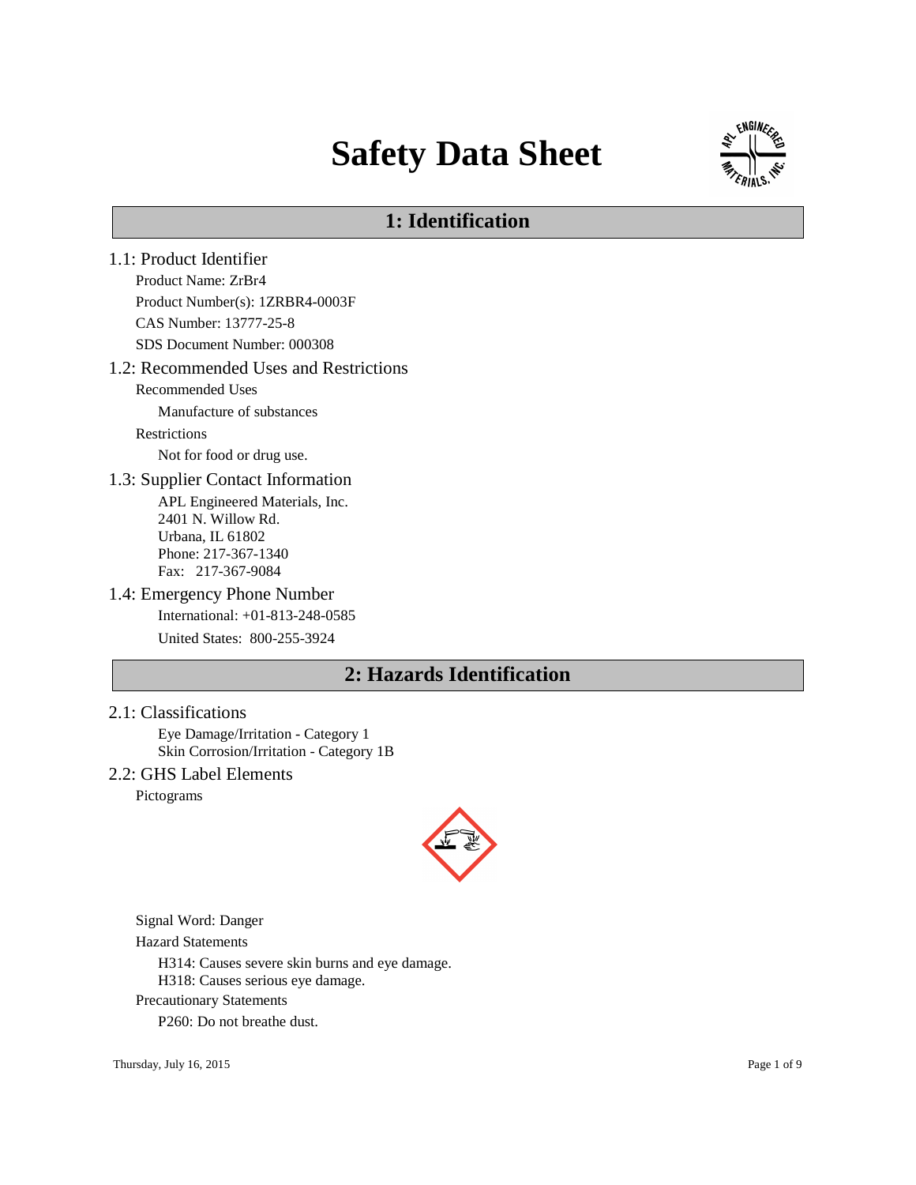# Safety Data Sheet

## 1: Identification

### 1.1: Product Identifier

Product Name: $ZrBr_4$

Product Number(s): 1ZRBR4-0003F

CAS Number: 13777-25-8

SDS Document Number: 000308

### 1.2: Recommended Uses and Restrictions

Recommended Uses

Manufacture of substances

Restrictions

Not for food or drug use.

### 1.3: Supplier Contact Information

APL Engineered Materials, Inc.
2401 N. Willow Rd.
Urbana, IL 61802
Phone: 217-367-1340
Fax: 217-367-9084

### 1.4: Emergency Phone Number

International: +01-813-248-0585

United States: 800-255-3924

## 2: Hazards Identification

### 2.1: Classifications

Eye Damage/Irritation - Category 1
Skin Corrosion/Irritation - Category 1B

### 2.2: GHS Label Elements

Pictograms

Signal Word: Danger

Hazard Statements

H314: Causes severe skin burns and eye damage.
H318: Causes serious eye damage.

Precautionary Statements

P260: Do not breathe dust.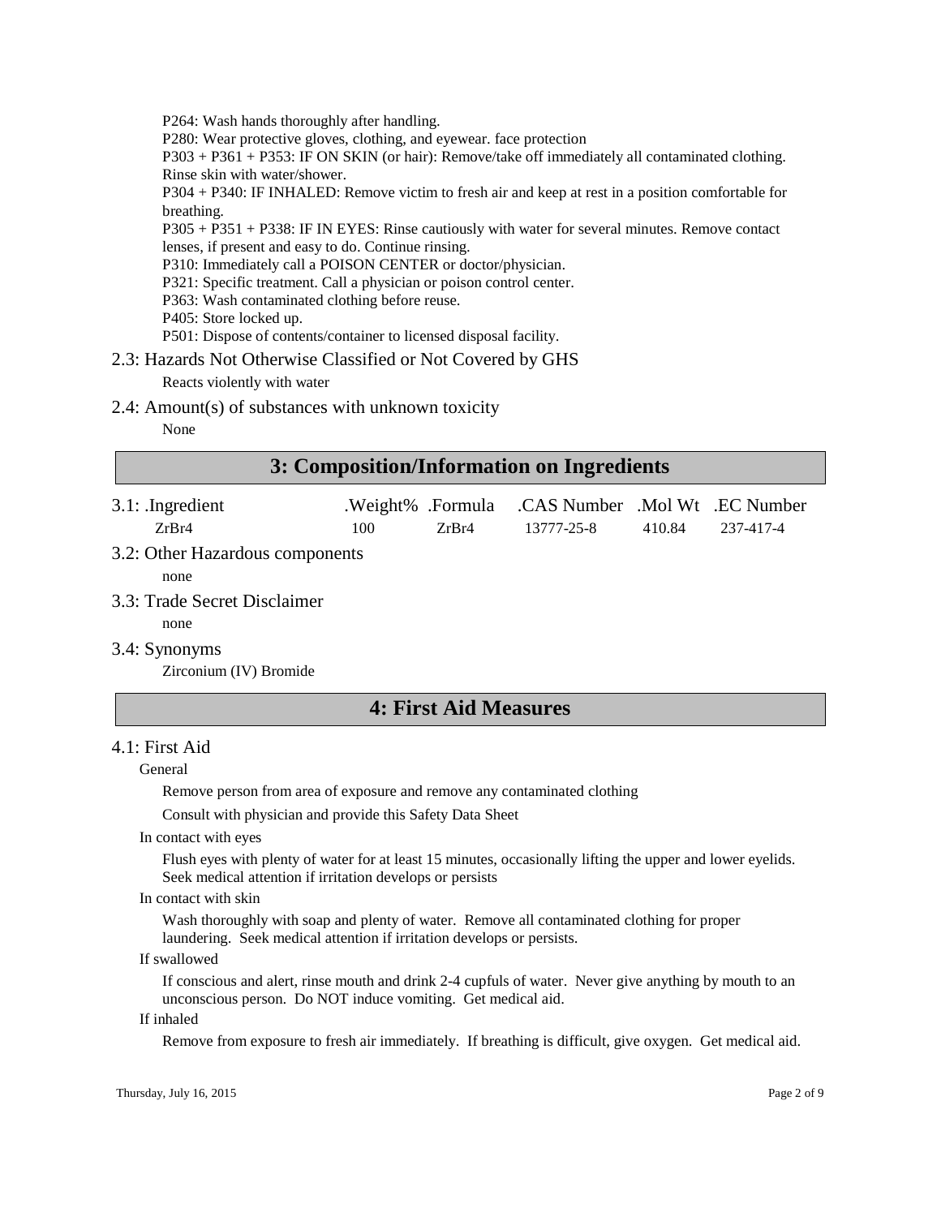P264: Wash hands thoroughly after handling.
P280: Wear protective gloves, clothing, and eyewear. face protection
P303 + P361 + P353: IF ON SKIN (or hair): Remove/take off immediately all contaminated clothing. Rinse skin with water/shower.
P304 + P340: IF INHALED: Remove victim to fresh air and keep at rest in a position comfortable for breathing.
P305 + P351 + P338: IF IN EYES: Rinse cautiously with water for several minutes. Remove contact lenses, if present and easy to do. Continue rinsing.
P310: Immediately call a POISON CENTER or doctor/physician.
P321: Specific treatment. Call a physician or poison control center.
P363: Wash contaminated clothing before reuse.
P405: Store locked up.
P501: Dispose of contents/container to licensed disposal facility.

### 2.3: Hazards Not Otherwise Classified or Not Covered by GHS

Reacts violently with water

### 2.4: Amount(s) of substances with unknown toxicity

None

## 3: Composition/Information on Ingredients

| 3.1: .Ingredient | .Weight% | .Formula | .CAS Number | .Mol Wt | .EC Number |
|---|---|---|---|---|---|
| $ZrBr_4$ | 100 | $ZrBr_4$ | 13777-25-8 | 410.84 | 237-417-4 |

### 3.2: Other Hazardous components

none

### 3.3: Trade Secret Disclaimer

none

### 3.4: Synonyms

Zirconium (IV) Bromide

## 4: First Aid Measures

### 4.1: First Aid

General

Remove person from area of exposure and remove any contaminated clothing

Consult with physician and provide this Safety Data Sheet

In contact with eyes

Flush eyes with plenty of water for at least 15 minutes, occasionally lifting the upper and lower eyelids. Seek medical attention if irritation develops or persists

In contact with skin

Wash thoroughly with soap and plenty of water. Remove all contaminated clothing for proper laundering. Seek medical attention if irritation develops or persists.

If swallowed

If conscious and alert, rinse mouth and drink 2-4 cupfuls of water. Never give anything by mouth to an unconscious person. Do NOT induce vomiting. Get medical aid.

If inhaled

Remove from exposure to fresh air immediately. If breathing is difficult, give oxygen. Get medical aid.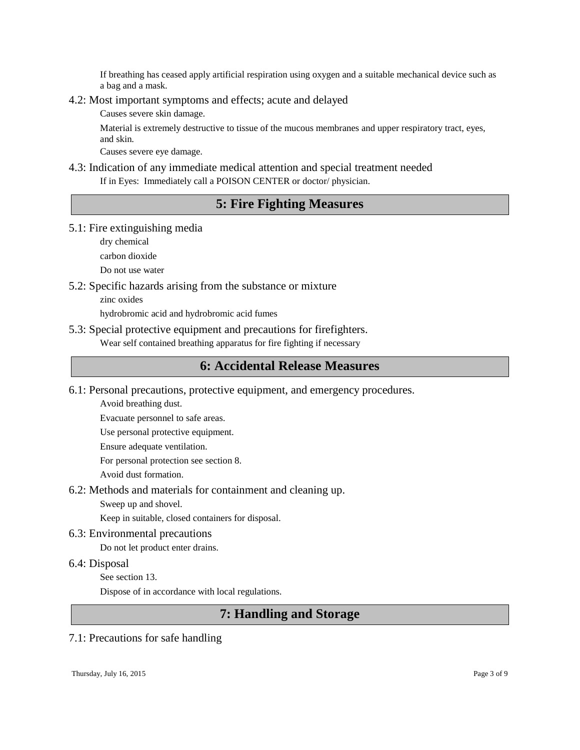If breathing has ceased apply artificial respiration using oxygen and a suitable mechanical device such as a bag and a mask.

### 4.2: Most important symptoms and effects; acute and delayed

Causes severe skin damage.

Material is extremely destructive to tissue of the mucous membranes and upper respiratory tract, eyes, and skin.

Causes severe eye damage.

### 4.3: Indication of any immediate medical attention and special treatment needed

If in Eyes: Immediately call a POISON CENTER or doctor/ physician.

## 5: Fire Fighting Measures

### 5.1: Fire extinguishing media

dry chemical

carbon dioxide

Do not use water

### 5.2: Specific hazards arising from the substance or mixture

zinc oxides

hydrobromic acid and hydrobromic acid fumes

### 5.3: Special protective equipment and precautions for firefighters.

Wear self contained breathing apparatus for fire fighting if necessary

## 6: Accidental Release Measures

### 6.1: Personal precautions, protective equipment, and emergency procedures.

Avoid breathing dust.

Evacuate personnel to safe areas.

Use personal protective equipment.

Ensure adequate ventilation.

For personal protection see section 8.

Avoid dust formation.

### 6.2: Methods and materials for containment and cleaning up.

Sweep up and shovel.

Keep in suitable, closed containers for disposal.

### 6.3: Environmental precautions

Do not let product enter drains.

### 6.4: Disposal

See section 13.

Dispose of in accordance with local regulations.

## 7: Handling and Storage

### 7.1: Precautions for safe handling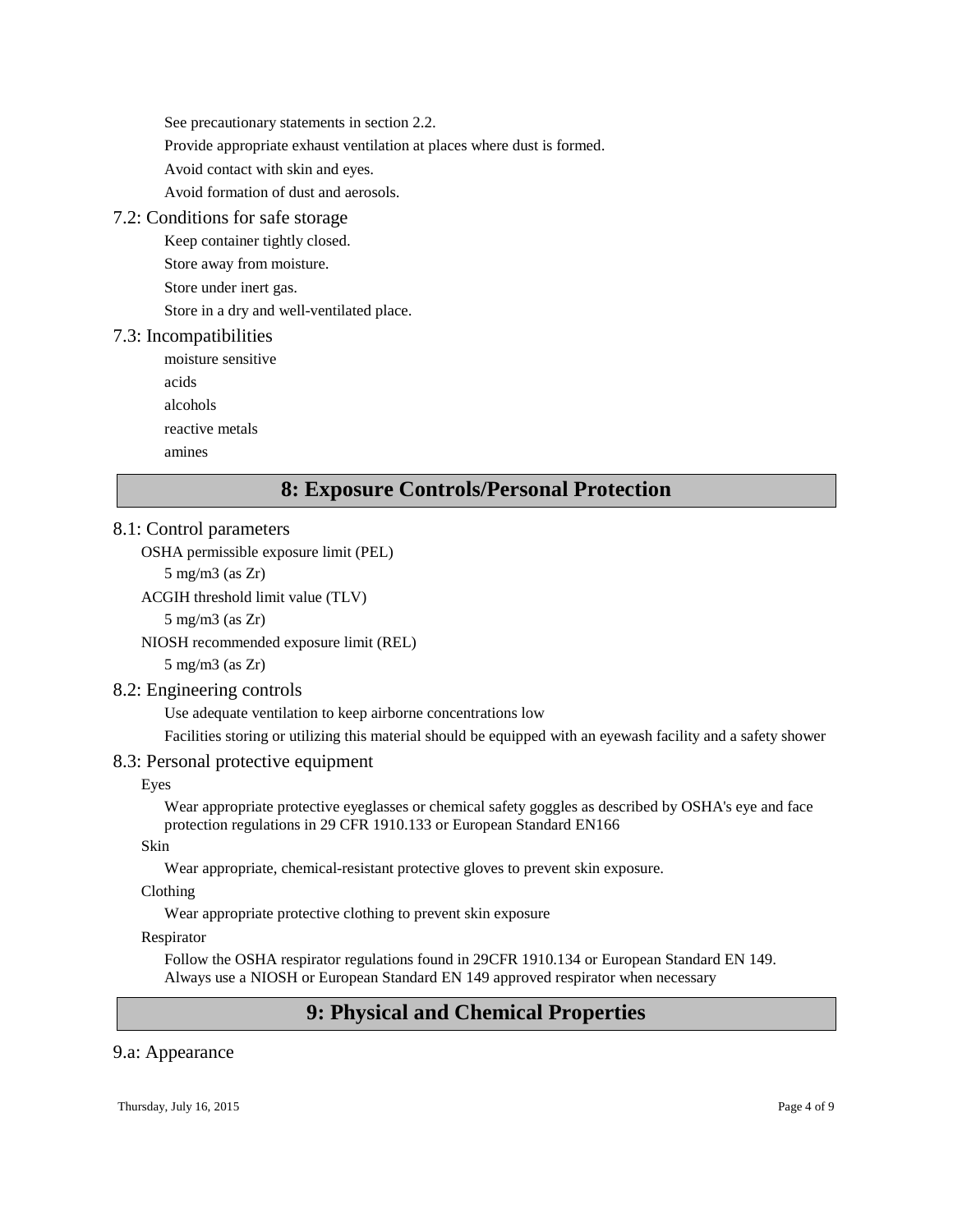See precautionary statements in section 2.2.

Provide appropriate exhaust ventilation at places where dust is formed.

Avoid contact with skin and eyes.

Avoid formation of dust and aerosols.

### 7.2: Conditions for safe storage

Keep container tightly closed.

Store away from moisture.

Store under inert gas.

Store in a dry and well-ventilated place.

### 7.3: Incompatibilities

moisture sensitive

acids

alcohols

reactive metals

amines

## 8: Exposure Controls/Personal Protection

### 8.1: Control parameters

OSHA permissible exposure limit (PEL)

5 mg/m3 (as Zr)

ACGIH threshold limit value (TLV)

5 mg/m3 (as Zr)

NIOSH recommended exposure limit (REL)

5 mg/m3 (as Zr)

### 8.2: Engineering controls

Use adequate ventilation to keep airborne concentrations low

Facilities storing or utilizing this material should be equipped with an eyewash facility and a safety shower

### 8.3: Personal protective equipment

Eyes

Wear appropriate protective eyeglasses or chemical safety goggles as described by OSHA's eye and face protection regulations in 29 CFR 1910.133 or European Standard EN166

Skin

Wear appropriate, chemical-resistant protective gloves to prevent skin exposure.

Clothing

Wear appropriate protective clothing to prevent skin exposure

Respirator

Follow the OSHA respirator regulations found in 29CFR 1910.134 or European Standard EN 149. Always use a NIOSH or European Standard EN 149 approved respirator when necessary

## 9: Physical and Chemical Properties

### 9.a: Appearance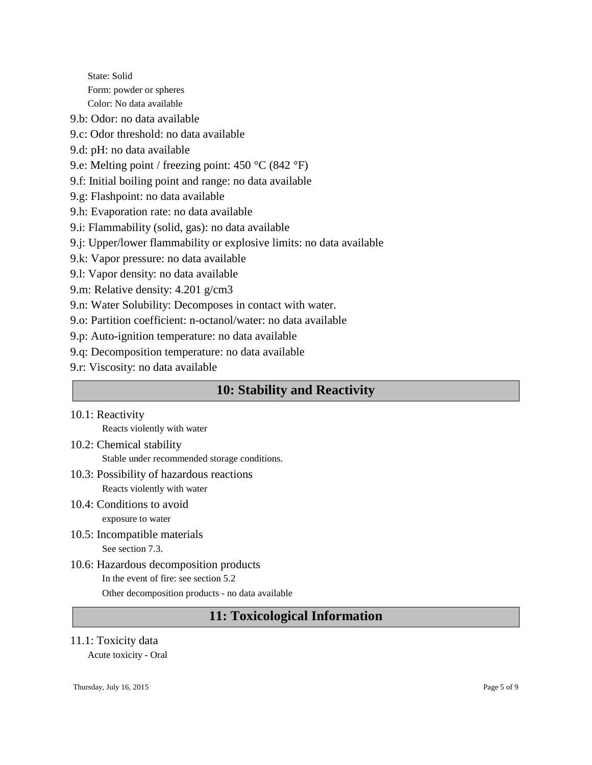State: Solid

Form: powder or spheres

Color: No data available

9.b: Odor: no data available

9.c: Odor threshold: no data available

9.d: pH: no data available

9.e: Melting point / freezing point: 450 °C (842 °F)

9.f: Initial boiling point and range: no data available

9.g: Flashpoint: no data available

9.h: Evaporation rate: no data available

9.i: Flammability (solid, gas): no data available

9.j: Upper/lower flammability or explosive limits: no data available

9.k: Vapor pressure: no data available

9.l: Vapor density: no data available

9.m: Relative density: 4.201 g/cm3

9.n: Water Solubility: Decomposes in contact with water.

9.o: Partition coefficient: n-octanol/water: no data available

9.p: Auto-ignition temperature: no data available

9.q: Decomposition temperature: no data available

9.r: Viscosity: no data available

## 10: Stability and Reactivity

10.1: Reactivity

Reacts violently with water

10.2: Chemical stability

Stable under recommended storage conditions.

10.3: Possibility of hazardous reactions

Reacts violently with water

10.4: Conditions to avoid

exposure to water

10.5: Incompatible materials

See section 7.3.

10.6: Hazardous decomposition products

In the event of fire: see section 5.2

Other decomposition products - no data available

## 11: Toxicological Information

11.1: Toxicity data

Acute toxicity - Oral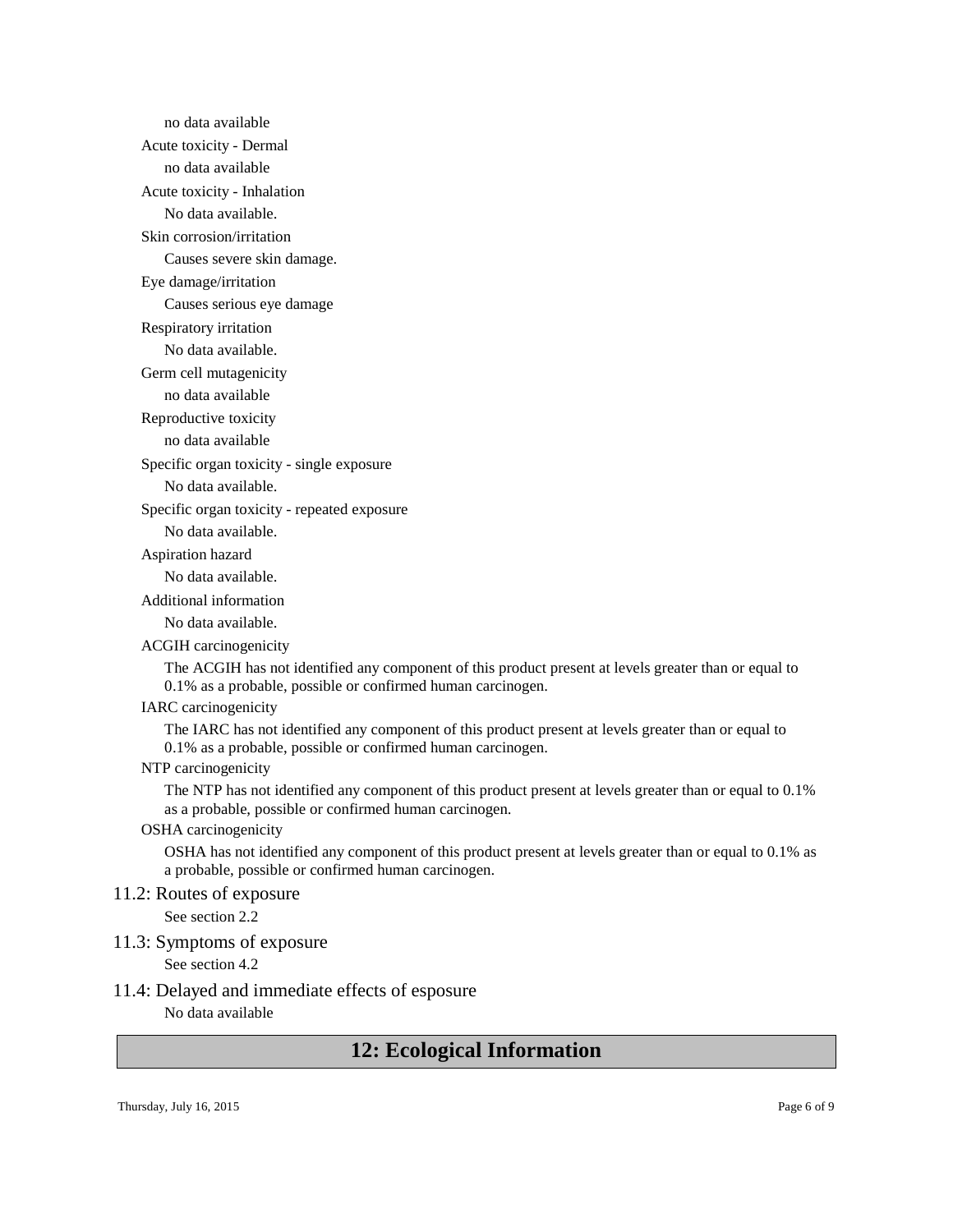no data available

Acute toxicity - Dermal

no data available

Acute toxicity - Inhalation

No data available.

Skin corrosion/irritation

Causes severe skin damage.

Eye damage/irritation

Causes serious eye damage

Respiratory irritation

No data available.

Germ cell mutagenicity

no data available

Reproductive toxicity

no data available

Specific organ toxicity - single exposure

No data available.

Specific organ toxicity - repeated exposure

No data available.

Aspiration hazard

No data available.

Additional information

No data available.

ACGIH carcinogenicity

The ACGIH has not identified any component of this product present at levels greater than or equal to 0.1% as a probable, possible or confirmed human carcinogen.

IARC carcinogenicity

The IARC has not identified any component of this product present at levels greater than or equal to 0.1% as a probable, possible or confirmed human carcinogen.

NTP carcinogenicity

The NTP has not identified any component of this product present at levels greater than or equal to 0.1% as a probable, possible or confirmed human carcinogen.

OSHA carcinogenicity

OSHA has not identified any component of this product present at levels greater than or equal to 0.1% as a probable, possible or confirmed human carcinogen.

### 11.2: Routes of exposure

See section 2.2

### 11.3: Symptoms of exposure

See section 4.2

### 11.4: Delayed and immediate effects of esposure

No data available

## 12: Ecological Information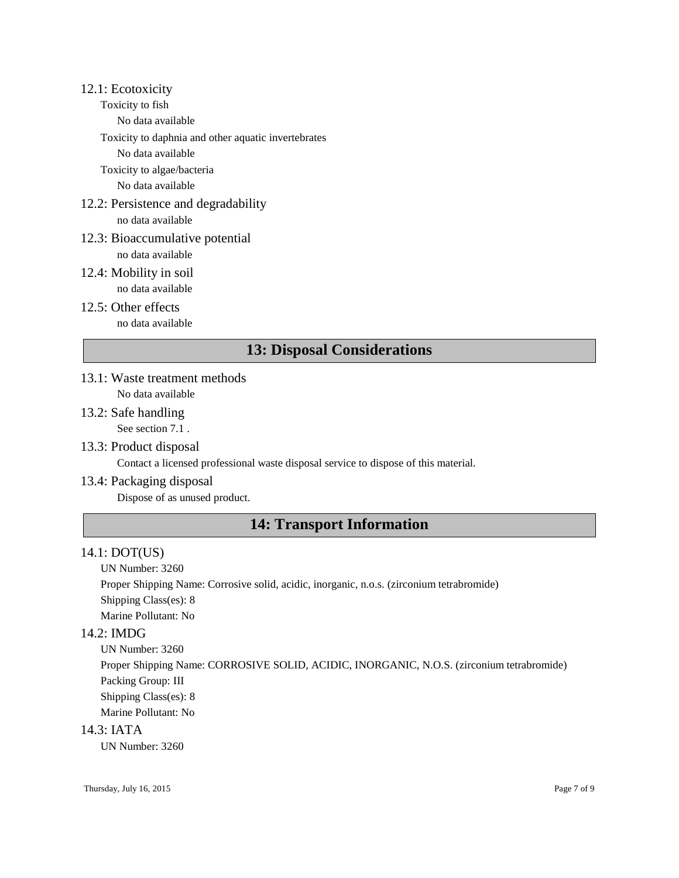### 12.1: Ecotoxicity

Toxicity to fish

No data available

Toxicity to daphnia and other aquatic invertebrates

No data available

Toxicity to algae/bacteria

No data available

### 12.2: Persistence and degradability

no data available

### 12.3: Bioaccumulative potential

no data available

### 12.4: Mobility in soil

no data available

### 12.5: Other effects

no data available

## 13: Disposal Considerations

### 13.1: Waste treatment methods

No data available

### 13.2: Safe handling

See section 7.1 .

### 13.3: Product disposal

Contact a licensed professional waste disposal service to dispose of this material.

### 13.4: Packaging disposal

Dispose of as unused product.

## 14: Transport Information

### 14.1: DOT(US)

UN Number: 3260

Proper Shipping Name: Corrosive solid, acidic, inorganic, n.o.s. (zirconium tetrabromide)

Shipping Class(es): 8

Marine Pollutant: No

### 14.2: IMDG

UN Number: 3260

Proper Shipping Name: CORROSIVE SOLID, ACIDIC, INORGANIC, N.O.S. (zirconium tetrabromide)

Packing Group: III

Shipping Class(es): 8

Marine Pollutant: No

### 14.3: IATA

UN Number: 3260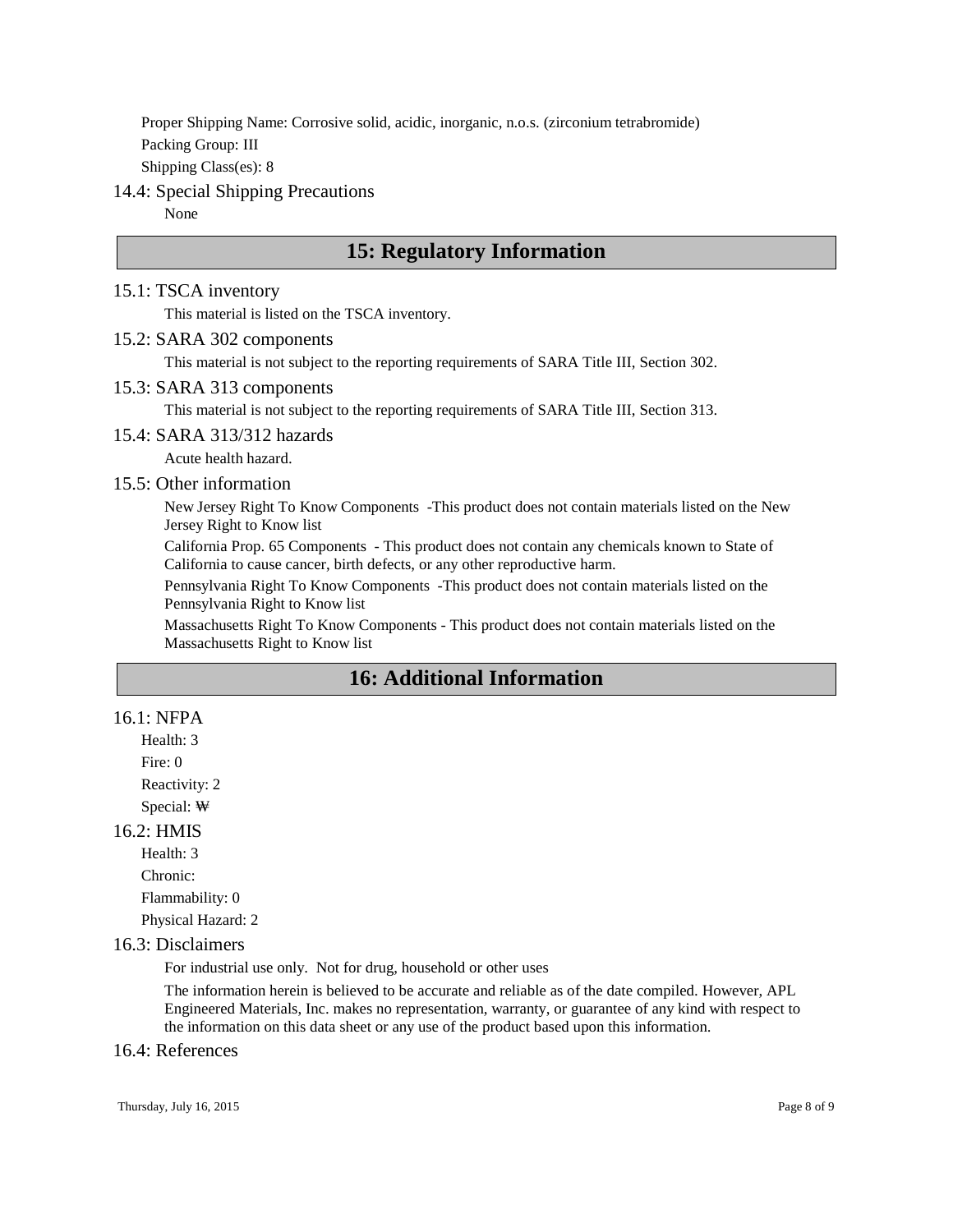Proper Shipping Name: Corrosive solid, acidic, inorganic, n.o.s. (zirconium tetrabromide)

Packing Group: III

Shipping Class(es): 8

### 14.4: Special Shipping Precautions

None

## 15: Regulatory Information

### 15.1: TSCA inventory

This material is listed on the TSCA inventory.

### 15.2: SARA 302 components

This material is not subject to the reporting requirements of SARA Title III, Section 302.

### 15.3: SARA 313 components

This material is not subject to the reporting requirements of SARA Title III, Section 313.

### 15.4: SARA 313/312 hazards

Acute health hazard.

### 15.5: Other information

New Jersey Right To Know Components -This product does not contain materials listed on the New Jersey Right to Know list

California Prop. 65 Components - This product does not contain any chemicals known to State of California to cause cancer, birth defects, or any other reproductive harm.

Pennsylvania Right To Know Components -This product does not contain materials listed on the Pennsylvania Right to Know list

Massachusetts Right To Know Components - This product does not contain materials listed on the Massachusetts Right to Know list

## 16: Additional Information

### 16.1: NFPA

Health: 3

Fire: 0

Reactivity: 2

Special: ~~W~~

### 16.2: HMIS

Health: 3

Chronic:

Flammability: 0

Physical Hazard: 2

### 16.3: Disclaimers

For industrial use only. Not for drug, household or other uses

The information herein is believed to be accurate and reliable as of the date compiled. However, APL Engineered Materials, Inc. makes no representation, warranty, or guarantee of any kind with respect to the information on this data sheet or any use of the product based upon this information.

### 16.4: References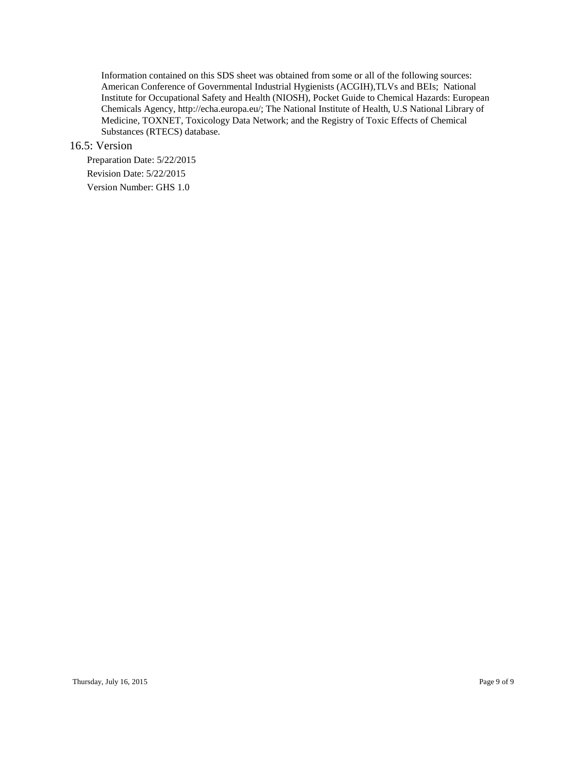Information contained on this SDS sheet was obtained from some or all of the following sources: American Conference of Governmental Industrial Hygienists (ACGIH),TLVs and BEIs; National Institute for Occupational Safety and Health (NIOSH), Pocket Guide to Chemical Hazards: European Chemicals Agency, http://echa.europa.eu/; The National Institute of Health, U.S National Library of Medicine, TOXNET, Toxicology Data Network; and the Registry of Toxic Effects of Chemical Substances (RTECS) database.

## 16.5: Version

Preparation Date: 5/22/2015

Revision Date: 5/22/2015

Version Number: GHS 1.0